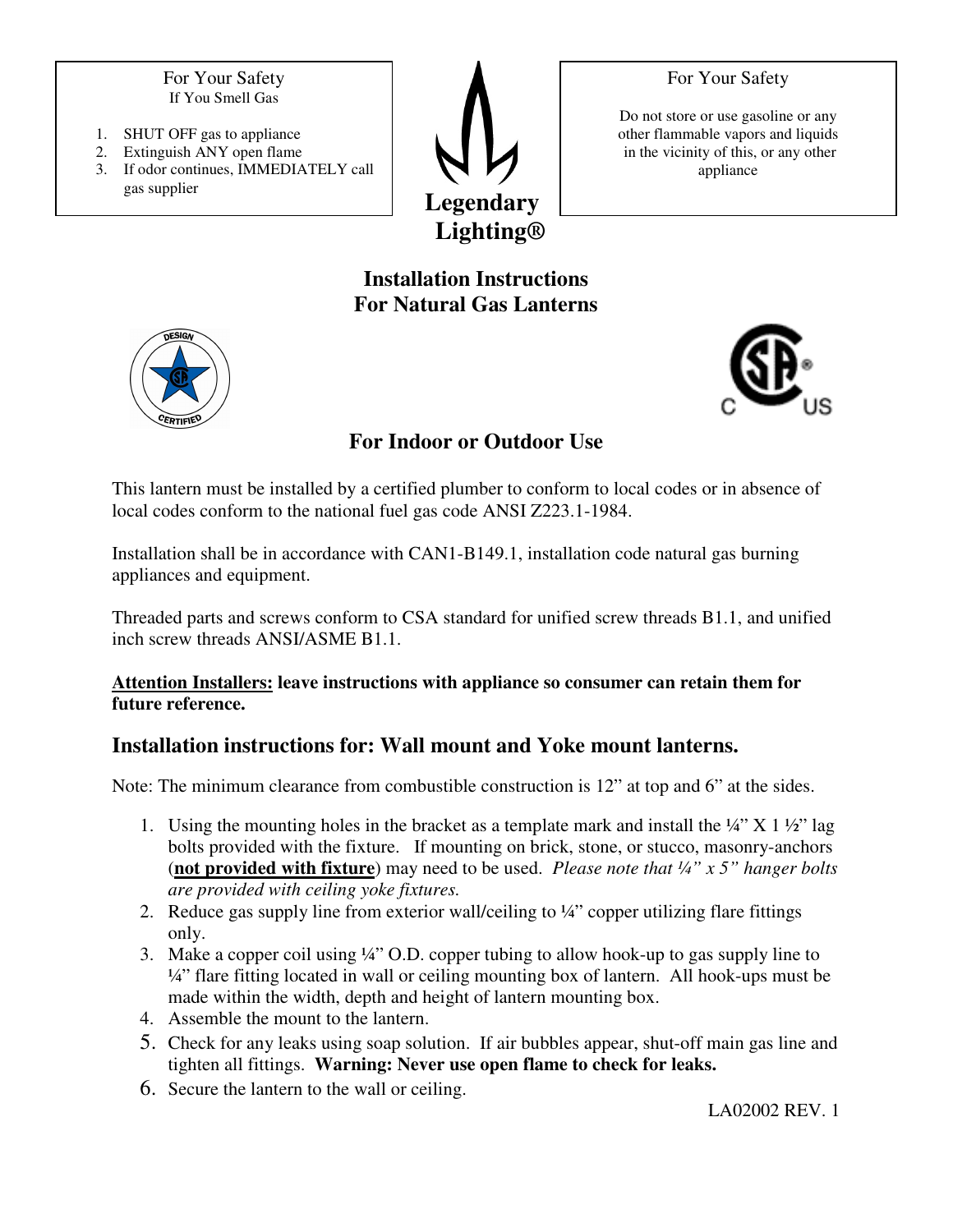For Your Safety
If You Smell Gas

1. SHUT OFF gas to appliance
2. Extinguish ANY open flame
3. If odor continues, IMMEDIATELY call gas supplier

**Legendary Lighting®**

For Your Safety

Do not store or use gasoline or any other flammable vapors and liquids in the vicinity of this, or any other appliance

# Installation Instructions For Natural Gas Lanterns

## For Indoor or Outdoor Use

This lantern must be installed by a certified plumber to conform to local codes or in absence of local codes conform to the national fuel gas code ANSI Z223.1-1984.

Installation shall be in accordance with CAN1-B149.1, installation code natural gas burning appliances and equipment.

Threaded parts and screws conform to CSA standard for unified screw threads B1.1, and unified inch screw threads ANSI/ASME B1.1.

**<u>Attention Installers:</u> leave instructions with appliance so consumer can retain them for future reference.**

## Installation instructions for: Wall mount and Yoke mount lanterns.

Note: The minimum clearance from combustible construction is 12" at top and 6" at the sides.

1. Using the mounting holes in the bracket as a template mark and install the ¼" X 1 ½" lag bolts provided with the fixture. If mounting on brick, stone, or stucco, masonry-anchors (**<u>not provided with fixture</u>**) may need to be used. *Please note that ¼" x 5" hanger bolts are provided with ceiling yoke fixtures.*
2. Reduce gas supply line from exterior wall/ceiling to ¼" copper utilizing flare fittings only.
3. Make a copper coil using ¼" O.D. copper tubing to allow hook-up to gas supply line to ¼" flare fitting located in wall or ceiling mounting box of lantern. All hook-ups must be made within the width, depth and height of lantern mounting box.
4. Assemble the mount to the lantern.
5. Check for any leaks using soap solution. If air bubbles appear, shut-off main gas line and tighten all fittings. **Warning: Never use open flame to check for leaks.**
6. Secure the lantern to the wall or ceiling.

LA02002 REV. 1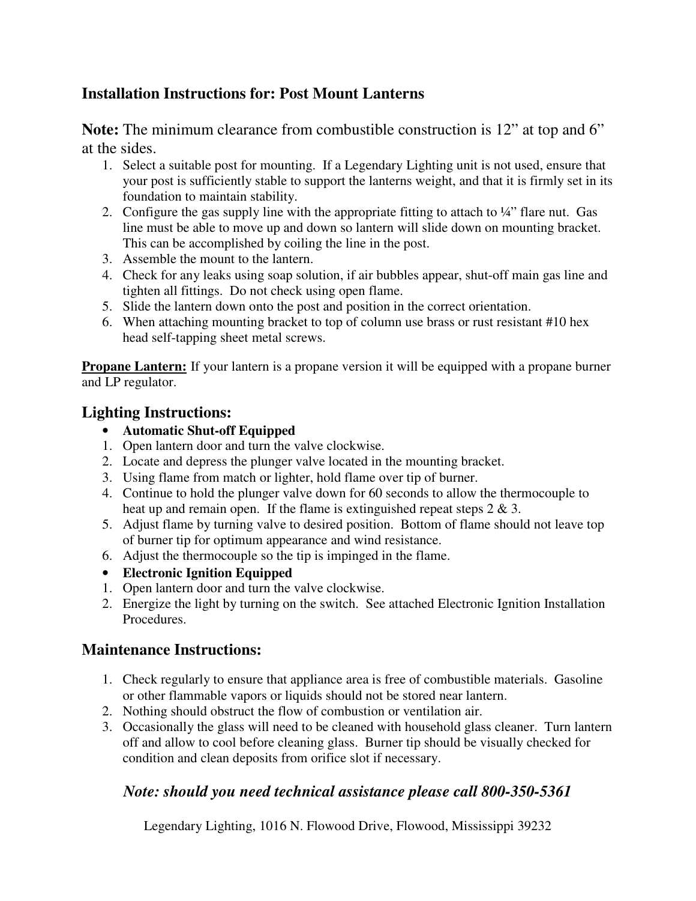## Installation Instructions for: Post Mount Lanterns

**Note:** The minimum clearance from combustible construction is 12" at top and 6" at the sides.

1. Select a suitable post for mounting. If a Legendary Lighting unit is not used, ensure that your post is sufficiently stable to support the lanterns weight, and that it is firmly set in its foundation to maintain stability.
2. Configure the gas supply line with the appropriate fitting to attach to ¼" flare nut. Gas line must be able to move up and down so lantern will slide down on mounting bracket. This can be accomplished by coiling the line in the post.
3. Assemble the mount to the lantern.
4. Check for any leaks using soap solution, if air bubbles appear, shut-off main gas line and tighten all fittings. Do not check using open flame.
5. Slide the lantern down onto the post and position in the correct orientation.
6. When attaching mounting bracket to top of column use brass or rust resistant #10 hex head self-tapping sheet metal screws.

**Propane Lantern:** If your lantern is a propane version it will be equipped with a propane burner and LP regulator.

## Lighting Instructions:

- **Automatic Shut-off Equipped**

1. Open lantern door and turn the valve clockwise.
2. Locate and depress the plunger valve located in the mounting bracket.
3. Using flame from match or lighter, hold flame over tip of burner.
4. Continue to hold the plunger valve down for 60 seconds to allow the thermocouple to heat up and remain open. If the flame is extinguished repeat steps 2 & 3.
5. Adjust flame by turning valve to desired position. Bottom of flame should not leave top of burner tip for optimum appearance and wind resistance.
6. Adjust the thermocouple so the tip is impinged in the flame.

- **Electronic Ignition Equipped**

1. Open lantern door and turn the valve clockwise.
2. Energize the light by turning on the switch. See attached Electronic Ignition Installation Procedures.

## Maintenance Instructions:

1. Check regularly to ensure that appliance area is free of combustible materials. Gasoline or other flammable vapors or liquids should not be stored near lantern.
2. Nothing should obstruct the flow of combustion or ventilation air.
3. Occasionally the glass will need to be cleaned with household glass cleaner. Turn lantern off and allow to cool before cleaning glass. Burner tip should be visually checked for condition and clean deposits from orifice slot if necessary.

***Note: should you need technical assistance please call 800-350-5361***

Legendary Lighting, 1016 N. Flowood Drive, Flowood, Mississippi 39232